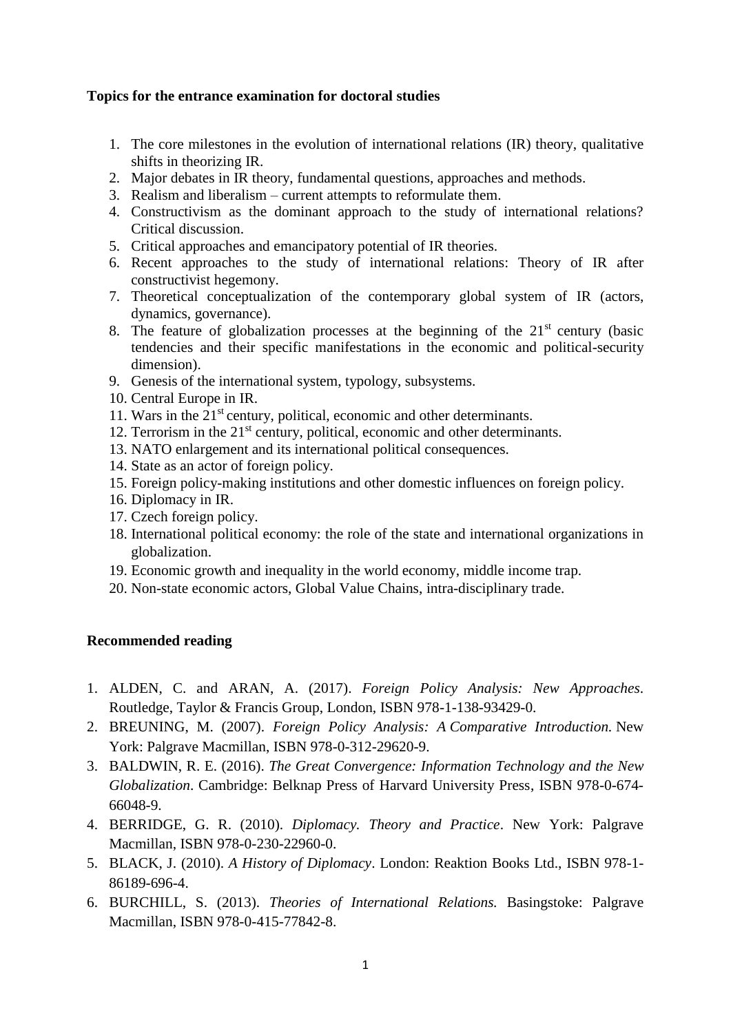**Topics for the entrance examination for doctoral studies**

1. The core milestones in the evolution of international relations (IR) theory, qualitative shifts in theorizing IR.
2. Major debates in IR theory, fundamental questions, approaches and methods.
3. Realism and liberalism – current attempts to reformulate them.
4. Constructivism as the dominant approach to the study of international relations? Critical discussion.
5. Critical approaches and emancipatory potential of IR theories.
6. Recent approaches to the study of international relations: Theory of IR after constructivist hegemony.
7. Theoretical conceptualization of the contemporary global system of IR (actors, dynamics, governance).
8. The feature of globalization processes at the beginning of the 21st century (basic tendencies and their specific manifestations in the economic and political-security dimension).
9. Genesis of the international system, typology, subsystems.
10. Central Europe in IR.
11. Wars in the 21st century, political, economic and other determinants.
12. Terrorism in the 21st century, political, economic and other determinants.
13. NATO enlargement and its international political consequences.
14. State as an actor of foreign policy.
15. Foreign policy-making institutions and other domestic influences on foreign policy.
16. Diplomacy in IR.
17. Czech foreign policy.
18. International political economy: the role of the state and international organizations in globalization.
19. Economic growth and inequality in the world economy, middle income trap.
20. Non-state economic actors, Global Value Chains, intra-disciplinary trade.

**Recommended reading**

1. ALDEN, C. and ARAN, A. (2017). *Foreign Policy Analysis: New Approaches*. Routledge, Taylor & Francis Group, London, ISBN 978-1-138-93429-0.
2. BREUNING, M. (2007). *Foreign Policy Analysis: A Comparative Introduction.* New York: Palgrave Macmillan, ISBN 978-0-312-29620-9.
3. BALDWIN, R. E. (2016). *The Great Convergence: Information Technology and the New Globalization*. Cambridge: Belknap Press of Harvard University Press, ISBN 978-0-674-66048-9.
4. BERRIDGE, G. R. (2010). *Diplomacy. Theory and Practice*. New York: Palgrave Macmillan, ISBN 978-0-230-22960-0.
5. BLACK, J. (2010). *A History of Diplomacy*. London: Reaktion Books Ltd., ISBN 978-1-86189-696-4.
6. BURCHILL, S. (2013). *Theories of International Relations.* Basingstoke: Palgrave Macmillan, ISBN 978-0-415-77842-8.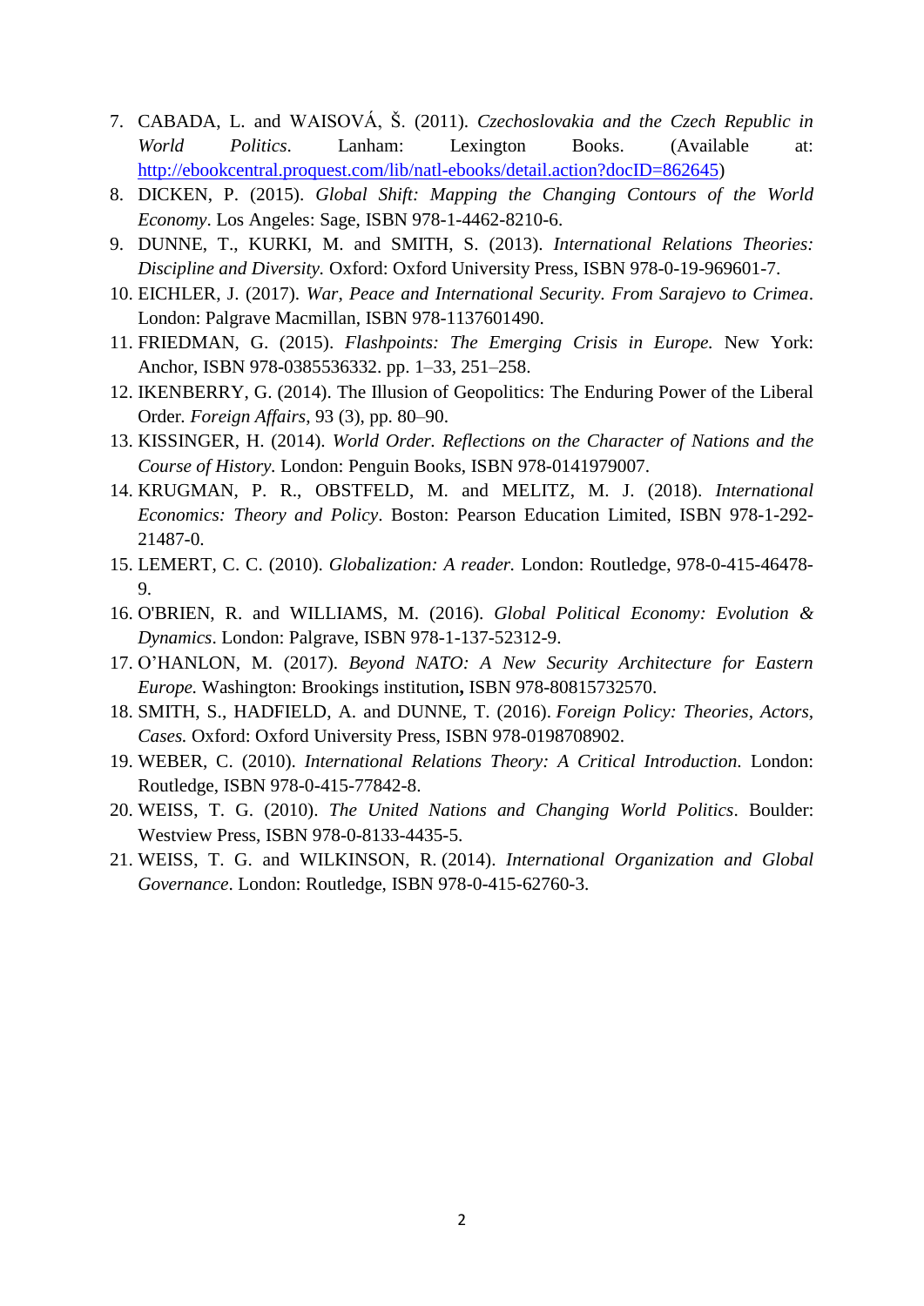7. CABADA, L. and WAISOVÁ, Š. (2011). *Czechoslovakia and the Czech Republic in World Politics*. Lanham: Lexington Books. (Available at: [http://ebookcentral.proquest.com/lib/natl-ebooks/detail.action?docID=862645](http://ebookcentral.proquest.com/lib/natl-ebooks/detail.action?docID=862645))
8. DICKEN, P. (2015). *Global Shift: Mapping the Changing Contours of the World Economy*. Los Angeles: Sage, ISBN 978-1-4462-8210-6.
9. DUNNE, T., KURKI, M. and SMITH, S. (2013). *International Relations Theories: Discipline and Diversity.* Oxford: Oxford University Press, ISBN 978-0-19-969601-7.
10. EICHLER, J. (2017). *War, Peace and International Security. From Sarajevo to Crimea*. London: Palgrave Macmillan, ISBN 978-1137601490.
11. FRIEDMAN, G. (2015). *Flashpoints: The Emerging Crisis in Europe.* New York: Anchor, ISBN 978-0385536332. pp. 1–33, 251–258.
12. IKENBERRY, G. (2014). The Illusion of Geopolitics: The Enduring Power of the Liberal Order. *Foreign Affairs*, 93 (3), pp. 80–90.
13. KISSINGER, H. (2014). *World Order. Reflections on the Character of Nations and the Course of History*. London: Penguin Books, ISBN 978-0141979007.
14. KRUGMAN, P. R., OBSTFELD, M. and MELITZ, M. J. (2018). *International Economics: Theory and Policy*. Boston: Pearson Education Limited, ISBN 978-1-292-21487-0.
15. LEMERT, C. C. (2010). *Globalization: A reader.* London: Routledge, 978-0-415-46478-9.
16. O'BRIEN, R. and WILLIAMS, M. (2016). *Global Political Economy: Evolution & Dynamics*. London: Palgrave, ISBN 978-1-137-52312-9.
17. O'HANLON, M. (2017). *Beyond NATO: A New Security Architecture for Eastern Europe.* Washington: Brookings institution**,** ISBN 978-80815732570.
18. SMITH, S., HADFIELD, A. and DUNNE, T. (2016). *Foreign Policy: Theories, Actors, Cases.* Oxford: Oxford University Press, ISBN 978-0198708902.
19. WEBER, C. (2010). *International Relations Theory: A Critical Introduction*. London: Routledge, ISBN 978-0-415-77842-8.
20. WEISS, T. G. (2010). *The United Nations and Changing World Politics*. Boulder: Westview Press, ISBN 978-0-8133-4435-5.
21. WEISS, T. G. and WILKINSON, R. (2014). *International Organization and Global Governance*. London: Routledge, ISBN 978-0-415-62760-3.